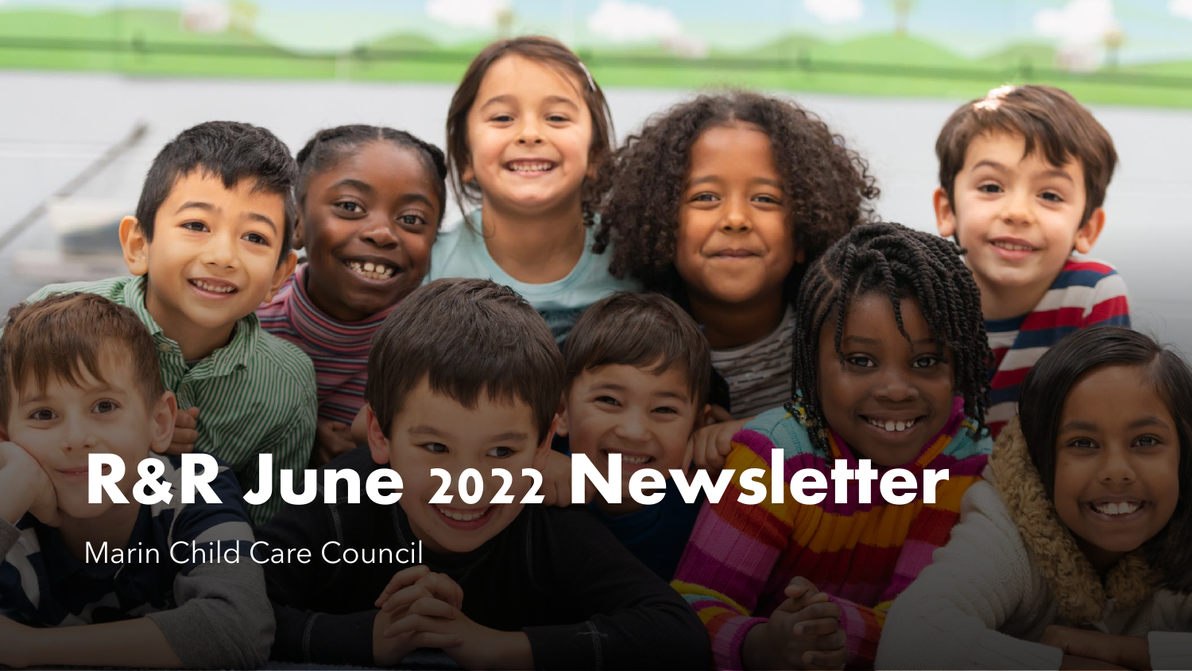# R&R June 2022 Newsletter

Marin Child Care Council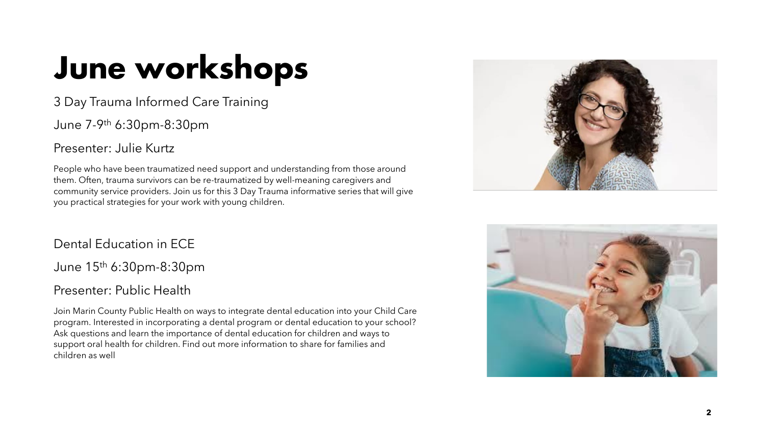# June workshops

3 Day Trauma Informed Care Training

June 7-9th 6:30pm-8:30pm

Presenter: Julie Kurtz

People who have been traumatized need support and understanding from those around them. Often, trauma survivors can be re-traumatized by well-meaning caregivers and community service providers. Join us for this 3 Day Trauma informative series that will give you practical strategies for your work with young children.

Dental Education in ECE

June 15th 6:30pm-8:30pm

Presenter: Public Health

Join Marin County Public Health on ways to integrate dental education into your Child Care program. Interested in incorporating a dental program or dental education to your school? Ask questions and learn the importance of dental education for children and ways to support oral health for children. Find out more information to share for families and children as well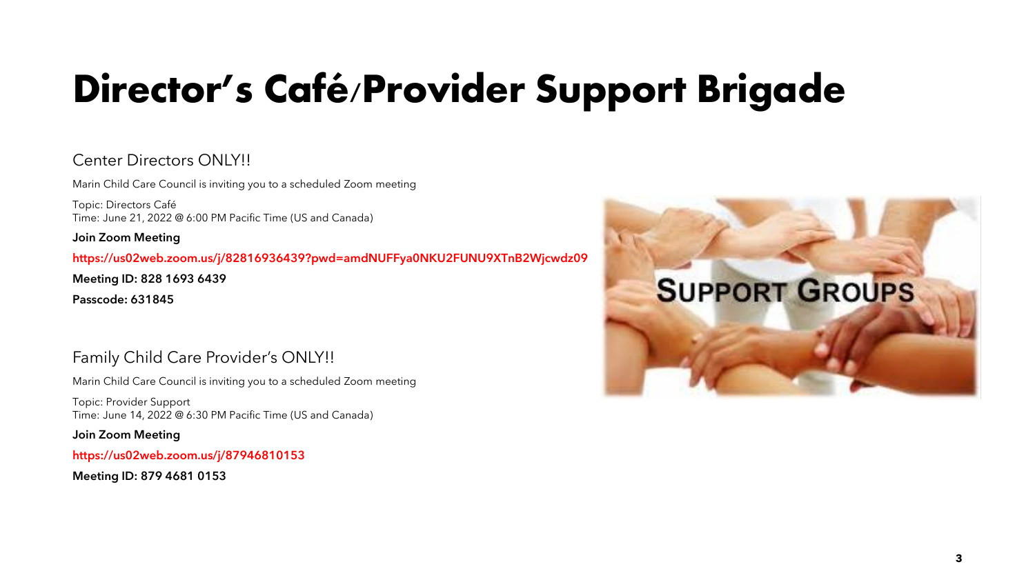# Director's Café/Provider Support Brigade

## Center Directors ONLY!!

Marin Child Care Council is inviting you to a scheduled Zoom meeting

Topic: Directors Café
Time: June 21, 2022 @ 6:00 PM Pacific Time (US and Canada)

**Join Zoom Meeting**

**https://us02web.zoom.us/j/82816936439?pwd=amdNUFFya0NKU2FUNU9XTnB2Wjcwdz09**

**Meeting ID: 828 1693 6439**

**Passcode: 631845**

## Family Child Care Provider's ONLY!!

Marin Child Care Council is inviting you to a scheduled Zoom meeting

Topic: Provider Support
Time: June 14, 2022 @ 6:30 PM Pacific Time (US and Canada)

**Join Zoom Meeting**

**https://us02web.zoom.us/j/87946810153**

**Meeting ID: 879 4681 0153**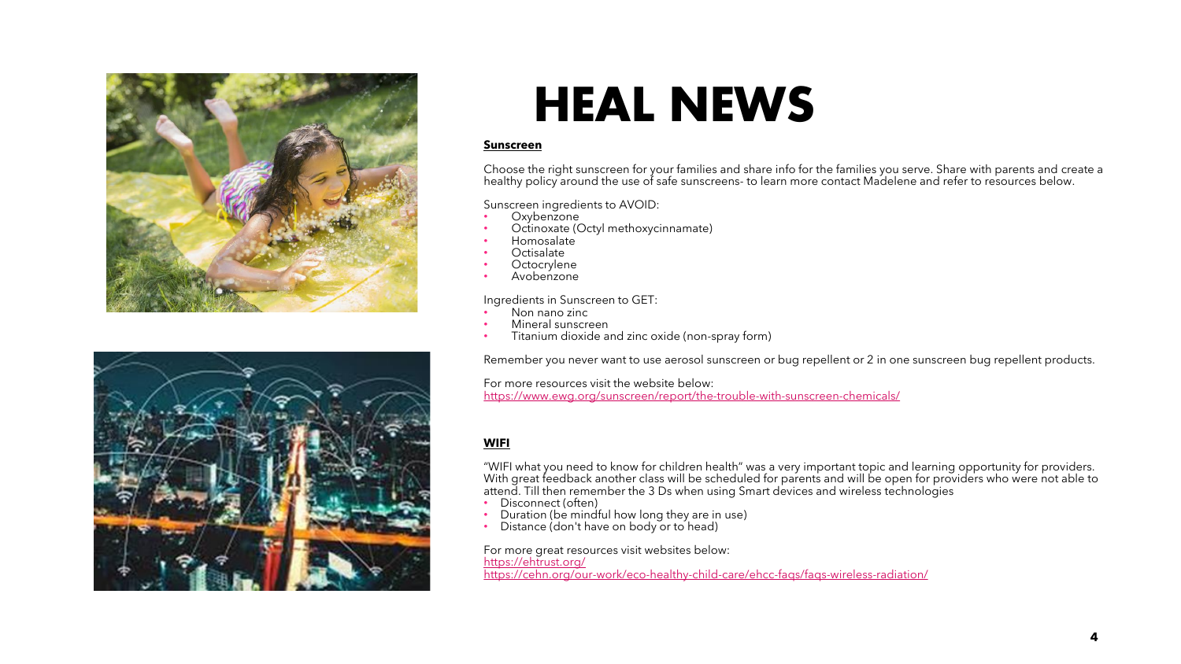# HEAL NEWS

**Sunscreen**

Choose the right sunscreen for your families and share info for the families you serve. Share with parents and create a healthy policy around the use of safe sunscreens- to learn more contact Madelene and refer to resources below.

Sunscreen ingredients to AVOID:

- Oxybenzone
- Octinoxate (Octyl methoxycinnamate)
- Homosalate
- Octisalate
- Octocrylene
- Avobenzone

Ingredients in Sunscreen to GET:

- Non nano zinc
- Mineral sunscreen
- Titanium dioxide and zinc oxide (non-spray form)

Remember you never want to use aerosol sunscreen or bug repellent or 2 in one sunscreen bug repellent products.

For more resources visit the website below:
https://www.ewg.org/sunscreen/report/the-trouble-with-sunscreen-chemicals/

**WIFI**

"WIFI what you need to know for children health" was a very important topic and learning opportunity for providers. With great feedback another class will be scheduled for parents and will be open for providers who were not able to attend. Till then remember the 3 Ds when using Smart devices and wireless technologies

- Disconnect (often)
- Duration (be mindful how long they are in use)
- Distance (don't have on body or to head)

For more great resources visit websites below:
https://ehtrust.org/
https://cehn.org/our-work/eco-healthy-child-care/ehcc-faqs/faqs-wireless-radiation/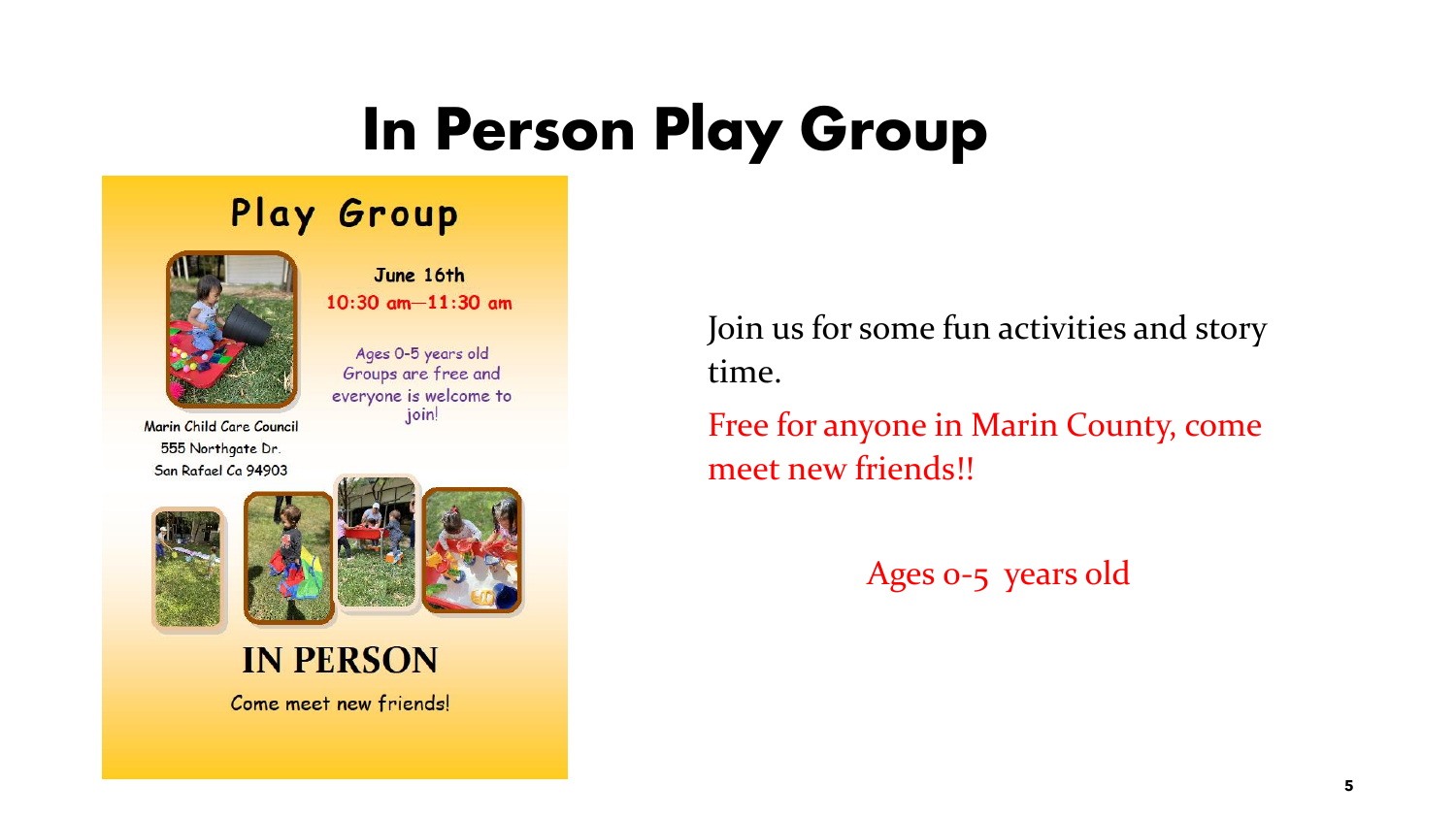# In Person Play Group

## Play Group

**June 16th**

**10:30 am—11:30 am**

Ages 0-5 years old
Groups are free and everyone is welcome to join!

Marin Child Care Council
555 Northgate Dr.
San Rafael Ca 94903

**IN PERSON**

Come meet new friends!

Join us for some fun activities and story time.

Free for anyone in Marin County, come meet new friends!!

Ages 0-5 years old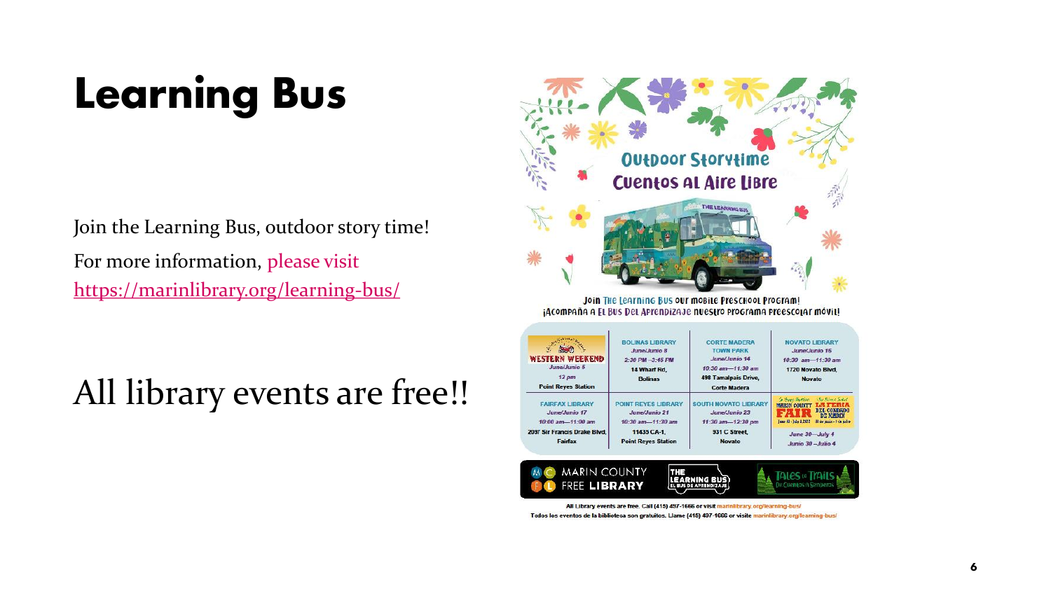# Learning Bus

Join the Learning Bus, outdoor story time!

For more information, please visit https://marinlibrary.org/learning-bus/

All library events are free!!

## Outdoor Storytime
## Cuentos al Aire Libre

Join The Learning Bus our mobile preschool program!
¡Acompaña a El Bus del Aprendizaje nuestro programa preescolar móvil!

| | | | |
|---|---|---|---|
| WESTERN WEEKEND<br>June/Junio 5<br>12 pm<br>Point Reyes Station | BOLINAS LIBRARY<br>June/Junio 8<br>2:30 PM –3:45 PM<br>14 Wharf Rd,<br>Bolinas | CORTE MADERA TOWN PARK<br>June/Junio 14<br>10:30 am—11:30 am<br>498 Tamalpais Drive,<br>Corte Madera | NOVATO LIBRARY<br>June/Junio 16<br>10:30 am—11:30 am<br>1720 Novato Blvd,<br>Novato |
| FAIRFAX LIBRARY<br>June/Junio 17<br>10:00 am—11:00 am<br>2097 Sir Francis Drake Blvd,<br>Fairfax | POINT REYES LIBRARY<br>June/Junio 21<br>10:30 am—11:30 am<br>11435 CA-1,<br>Point Reyes Station | SOUTH NOVATO LIBRARY<br>June/Junio 23<br>11:30 am—12:30 pm<br>931 C Street,<br>Novato | MARIN COUNTY FAIR / LA FERIA DEL CONDADO DE MARIN<br>June 30—July 4<br>Junio 30 –Julio 4 |

MARIN COUNTY FREE LIBRARY — THE LEARNING BUS / EL BUS DE APRENDIZAJE — Tales to Trails / De Cuentos A Senderos

All Library events are free. Call (415) 497-1666 or visit marinlibrary.org/learning-bus/

Todos los eventos de la biblioteca son gratuitos. Llame (415) 497-1666 or visite marinlibrary.org/learning-bus/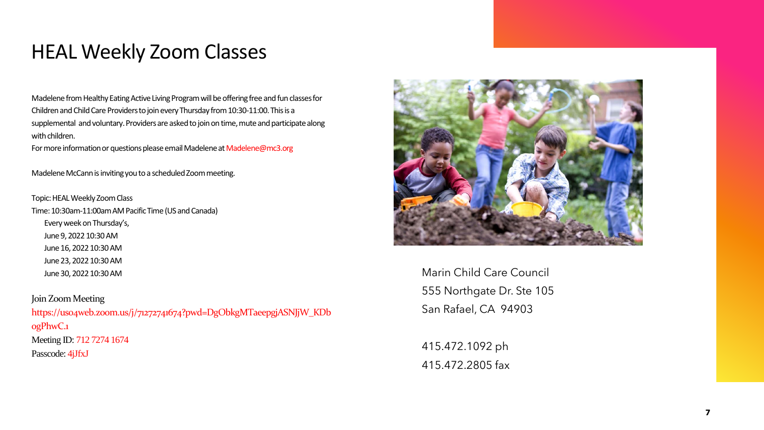# HEAL Weekly Zoom Classes

Madelene from Healthy Eating Active Living Program will be offering free and fun classes for Children and Child Care Providers to join every Thursday from 10:30-11:00. This is a supplemental and voluntary. Providers are asked to join on time, mute and participate along with children.

For more information or questions please email Madelene at Madelene@mc3.org

Madelene McCann is inviting you to a scheduled Zoom meeting.

Topic: HEAL Weekly Zoom Class
Time: 10:30am-11:00am AM Pacific Time (US and Canada)
 Every week on Thursday's,
 June 9, 2022 10:30 AM
 June 16, 2022 10:30 AM
 June 23, 2022 10:30 AM
 June 30, 2022 10:30 AM

Join Zoom Meeting
https://us04web.zoom.us/j/71272741674?pwd=DgObkgMTaeepgjASNJjW_KDbogPhwC.1
Meeting ID: 712 7274 1674
Passcode: 4jJfxJ

Marin Child Care Council
555 Northgate Dr. Ste 105
San Rafael, CA 94903

415.472.1092 ph
415.472.2805 fax